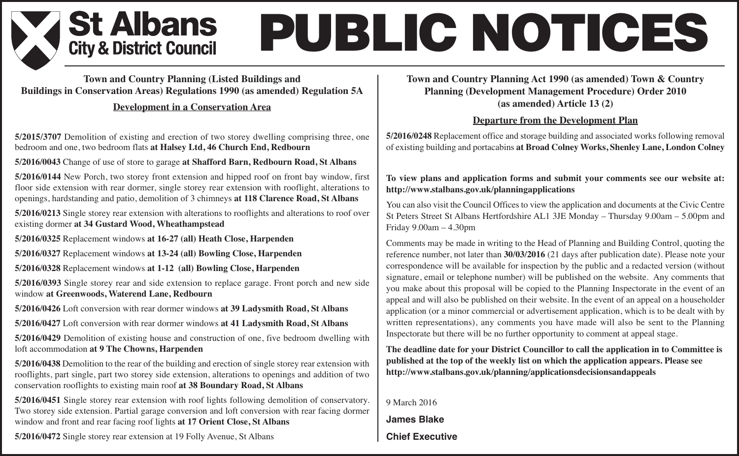# St Albans City & District Council

# PUBLIC NOTICES

**Town and Country Planning (Listed Buildings and Buildings in Conservation Areas) Regulations 1990 (as amended) Regulation 5A**

**Development in a Conservation Area**

**5/2015/3707** Demolition of existing and erection of two storey dwelling comprising three, one bedroom and one, two bedroom flats **at Halsey Ltd, 46 Church End, Redbourn**

**5/2016/0043** Change of use of store to garage **at Shafford Barn, Redbourn Road, St Albans**

**5/2016/0144** New Porch, two storey front extension and hipped roof on front bay window, first floor side extension with rear dormer, single storey rear extension with rooflight, alterations to openings, hardstanding and patio, demolition of 3 chimneys **at 118 Clarence Road, St Albans**

**5/2016/0213** Single storey rear extension with alterations to rooflights and alterations to roof over existing dormer **at 34 Gustard Wood, Wheathampstead**

**5/2016/0325** Replacement windows **at 16-27 (all) Heath Close, Harpenden**

**5/2016/0327** Replacement windows **at 13-24 (all) Bowling Close, Harpenden**

**5/2016/0328** Replacement windows **at 1-12 (all) Bowling Close, Harpenden**

**5/2016/0393** Single storey rear and side extension to replace garage. Front porch and new side window **at Greenwoods, Waterend Lane, Redbourn**

**5/2016/0426** Loft conversion with rear dormer windows **at 39 Ladysmith Road, St Albans**

**5/2016/0427** Loft conversion with rear dormer windows **at 41 Ladysmith Road, St Albans**

**5/2016/0429** Demolition of existing house and construction of one, five bedroom dwelling with loft accommodation **at 9 The Chowns, Harpenden**

**5/2016/0438** Demolition to the rear of the building and erection of single storey rear extension with rooflights, part single, part two storey side extension, alterations to openings and addition of two conservation rooflights to existing main roof **at 38 Boundary Road, St Albans**

**5/2016/0451** Single storey rear extension with roof lights following demolition of conservatory. Two storey side extension. Partial garage conversion and loft conversion with rear facing dormer window and front and rear facing roof lights **at 17 Orient Close, St Albans**

**5/2016/0472** Single storey rear extension at 19 Folly Avenue, St Albans

**Town and Country Planning Act 1990 (as amended) Town & Country Planning (Development Management Procedure) Order 2010 (as amended) Article 13 (2)**

**Departure from the Development Plan**

**5/2016/0248** Replacement office and storage building and associated works following removal of existing building and portacabins **at Broad Colney Works, Shenley Lane, London Colney**

**To view plans and application forms and submit your comments see our website at: http://www.stalbans.gov.uk/planningapplications**

You can also visit the Council Offices to view the application and documents at the Civic Centre St Peters Street St Albans Hertfordshire AL1 3JE Monday – Thursday 9.00am – 5.00pm and Friday 9.00am – 4.30pm

Comments may be made in writing to the Head of Planning and Building Control, quoting the reference number, not later than **30/03/2016** (21 days after publication date). Please note your correspondence will be available for inspection by the public and a redacted version (without signature, email or telephone number) will be published on the website. Any comments that you make about this proposal will be copied to the Planning Inspectorate in the event of an appeal and will also be published on their website. In the event of an appeal on a householder application (or a minor commercial or advertisement application, which is to be dealt with by written representations), any comments you have made will also be sent to the Planning Inspectorate but there will be no further opportunity to comment at appeal stage.

**The deadline date for your District Councillor to call the application in to Committee is published at the top of the weekly list on which the application appears. Please see http://www.stalbans.gov.uk/planning/applicationsdecisionsandappeals**

9 March 2016

**James Blake**

**Chief Executive**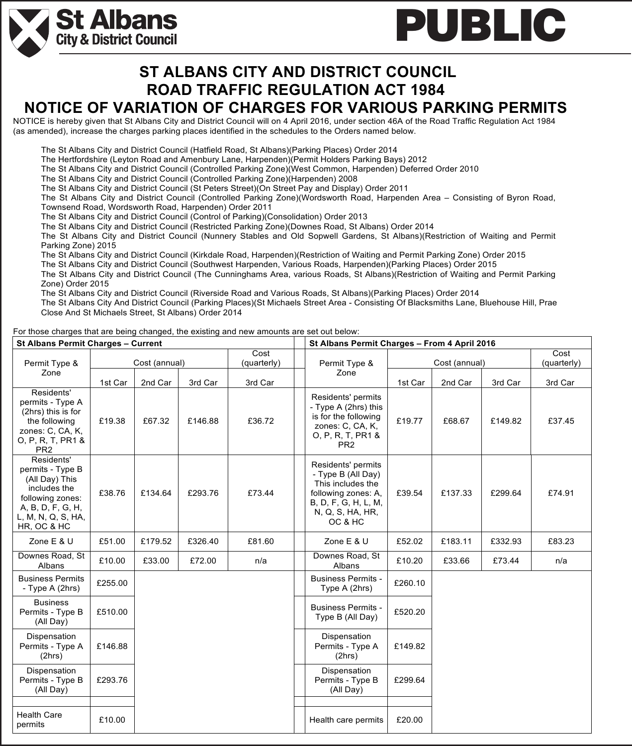**St Albans City & District Council** **PUBLIC**

# ST ALBANS CITY AND DISTRICT COUNCIL
# ROAD TRAFFIC REGULATION ACT 1984
# NOTICE OF VARIATION OF CHARGES FOR VARIOUS PARKING PERMITS

NOTICE is hereby given that St Albans City and District Council will on 4 April 2016, under section 46A of the Road Traffic Regulation Act 1984 (as amended), increase the charges parking places identified in the schedules to the Orders named below.

- The St Albans City and District Council (Hatfield Road, St Albans)(Parking Places) Order 2014
- The Hertfordshire (Leyton Road and Amenbury Lane, Harpenden)(Permit Holders Parking Bays) 2012
- The St Albans City and District Council (Controlled Parking Zone)(West Common, Harpenden) Deferred Order 2010
- The St Albans City and District Council (Controlled Parking Zone)(Harpenden) 2008
- The St Albans City and District Council (St Peters Street)(On Street Pay and Display) Order 2011
- The St Albans City and District Council (Controlled Parking Zone)(Wordsworth Road, Harpenden Area – Consisting of Byron Road, Townsend Road, Wordsworth Road, Harpenden) Order 2011
- The St Albans City and District Council (Control of Parking)(Consolidation) Order 2013
- The St Albans City and District Council (Restricted Parking Zone)(Downes Road, St Albans) Order 2014
- The St Albans City and District Council (Nunnery Stables and Old Sopwell Gardens, St Albans)(Restriction of Waiting and Permit Parking Zone) 2015
- The St Albans City and District Council (Kirkdale Road, Harpenden)(Restriction of Waiting and Permit Parking Zone) Order 2015
- The St Albans City and District Council (Southwest Harpenden, Various Roads, Harpenden)(Parking Places) Order 2015
- The St Albans City and District Council (The Cunninghams Area, various Roads, St Albans)(Restriction of Waiting and Permit Parking Zone) Order 2015
- The St Albans City and District Council (Riverside Road and Various Roads, St Albans)(Parking Places) Order 2014
- The St Albans City And District Council (Parking Places)(St Michaels Street Area - Consisting Of Blacksmiths Lane, Bluehouse Hill, Prae Close And St Michaels Street, St Albans) Order 2014

For those charges that are being changed, the existing and new amounts are set out below:

| **St Albans Permit Charges – Current** | | | | | | **St Albans Permit Charges – From 4 April 2016** | | | | |
|---|---|---|---|---|---|---|---|---|---|---|
| Permit Type & Zone | Cost (annual) | | | Cost (quarterly) | | Permit Type & Zone | Cost (annual) | | | Cost (quarterly) |
| | 1st Car | 2nd Car | 3rd Car | 3rd Car | | | 1st Car | 2nd Car | 3rd Car | 3rd Car |
| Residents' permits - Type A (2hrs) this is for the following zones: C, CA, K, O, P, R, T, PR1 & PR2 | £19.38 | £67.32 | £146.88 | £36.72 | | Residents' permits - Type A (2hrs) this is for the following zones: C, CA, K, O, P, R, T, PR1 & PR2 | £19.77 | £68.67 | £149.82 | £37.45 |
| Residents' permits - Type B (All Day) This includes the following zones: A, B, D, F, G, H, L, M, N, Q, S, HA, HR, OC & HC | £38.76 | £134.64 | £293.76 | £73.44 | | Residents' permits - Type B (All Day) This includes the following zones: A, B, D, F, G, H, L, M, N, Q, S, HA, HR, OC & HC | £39.54 | £137.33 | £299.64 | £74.91 |
| Zone E & U | £51.00 | £179.52 | £326.40 | £81.60 | | Zone E & U | £52.02 | £183.11 | £332.93 | £83.23 |
| Downes Road, St Albans | £10.00 | £33.00 | £72.00 | n/a | | Downes Road, St Albans | £10.20 | £33.66 | £73.44 | n/a |
| Business Permits - Type A (2hrs) | £255.00 | | | | | Business Permits - Type A (2hrs) | £260.10 | | | |
| Business Permits - Type B (All Day) | £510.00 | | | | | Business Permits - Type B (All Day) | £520.20 | | | |
| Dispensation Permits - Type A (2hrs) | £146.88 | | | | | Dispensation Permits - Type A (2hrs) | £149.82 | | | |
| Dispensation Permits - Type B (All Day) | £293.76 | | | | | Dispensation Permits - Type B (All Day) | £299.64 | | | |
| | | | | | | | | | | |
| Health Care permits | £10.00 | | | | | Health care permits | £20.00 | | | |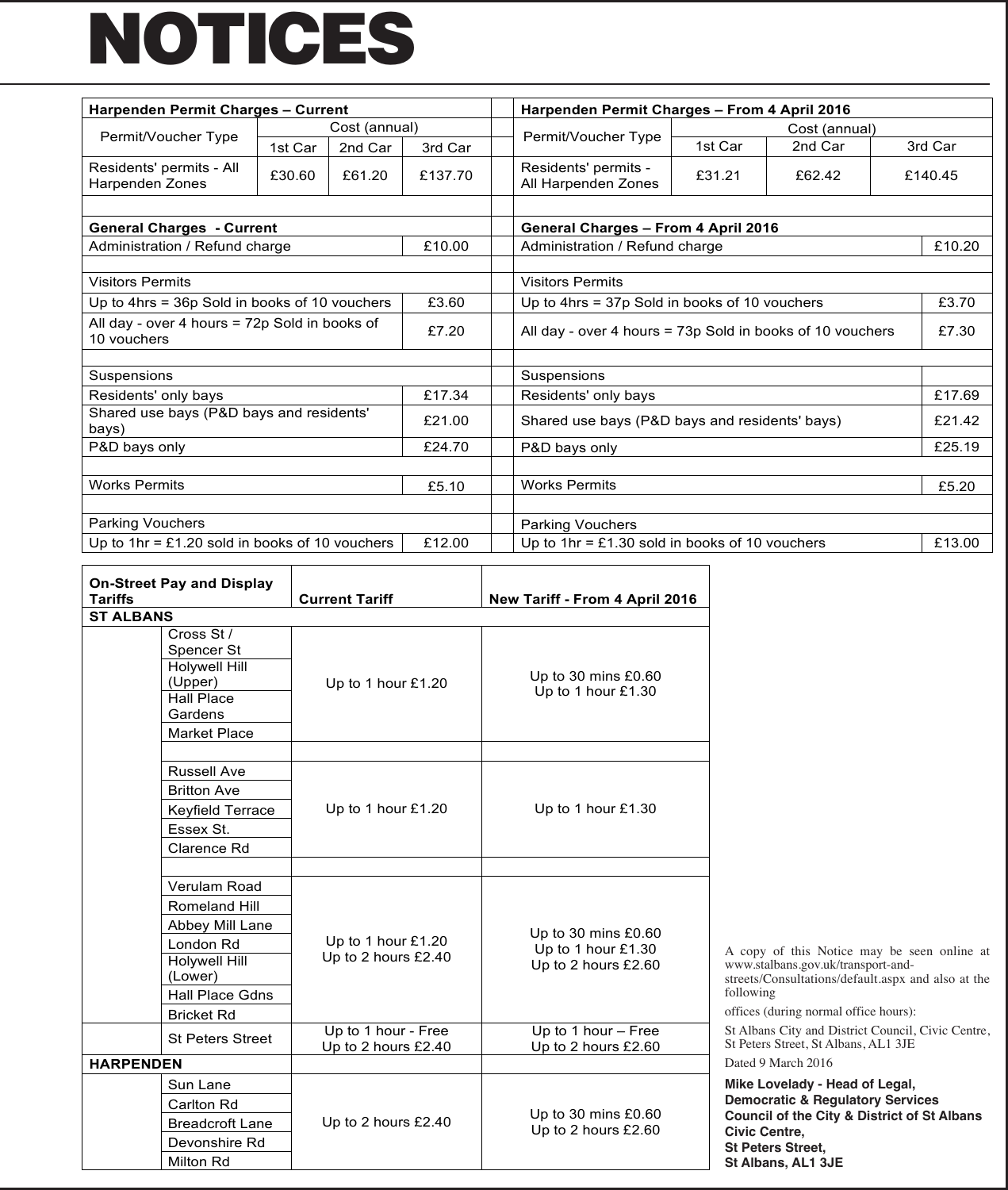# NOTICES

| Harpenden Permit Charges – Current | | | |
|---|---|---|---|
| Permit/Voucher Type | Cost (annual) | | |
| | 1st Car | 2nd Car | 3rd Car |
| Residents' permits - All Harpenden Zones | £30.60 | £61.20 | £137.70 |

| Harpenden Permit Charges – From 4 April 2016 | | | |
|---|---|---|---|
| Permit/Voucher Type | Cost (annual) | | |
| | 1st Car | 2nd Car | 3rd Car |
| Residents' permits - All Harpenden Zones | £31.21 | £62.42 | £140.45 |

| General Charges - Current | |
|---|---|
| Administration / Refund charge | £10.00 |
| | |
| Visitors Permits | |
| Up to 4hrs = 36p Sold in books of 10 vouchers | £3.60 |
| All day - over 4 hours = 72p Sold in books of 10 vouchers | £7.20 |
| | |
| Suspensions | |
| Residents' only bays | £17.34 |
| Shared use bays (P&D bays and residents' bays) | £21.00 |
| P&D bays only | £24.70 |
| | |
| Works Permits | £5.10 |
| | |
| Parking Vouchers | |
| Up to 1hr = £1.20 sold in books of 10 vouchers | £12.00 |

| General Charges – From 4 April 2016 | |
|---|---|
| Administration / Refund charge | £10.20 |
| | |
| Visitors Permits | |
| Up to 4hrs = 37p Sold in books of 10 vouchers | £3.70 |
| All day - over 4 hours = 73p Sold in books of 10 vouchers | £7.30 |
| | |
| Suspensions | |
| Residents' only bays | £17.69 |
| Shared use bays (P&D bays and residents' bays) | £21.42 |
| P&D bays only | £25.19 |
| | |
| Works Permits | £5.20 |
| | |
| Parking Vouchers | |
| Up to 1hr = £1.30 sold in books of 10 vouchers | £13.00 |

| On-Street Pay and Display Tariffs | | Current Tariff | New Tariff - From 4 April 2016 |
|---|---|---|---|
| ST ALBANS | | | |
| | Cross St / Spencer St | Up to 1 hour £1.20 | Up to 30 mins £0.60<br>Up to 1 hour £1.30 |
| | Holywell Hill (Upper) | | |
| | Hall Place Gardens | | |
| | Market Place | | |
| | | | |
| | Russell Ave | Up to 1 hour £1.20 | Up to 1 hour £1.30 |
| | Britton Ave | | |
| | Keyfield Terrace | | |
| | Essex St. | | |
| | Clarence Rd | | |
| | | | |
| | Verulam Road | Up to 1 hour £1.20<br>Up to 2 hours £2.40 | Up to 30 mins £0.60<br>Up to 1 hour £1.30<br>Up to 2 hours £2.60 |
| | Romeland Hill | | |
| | Abbey Mill Lane | | |
| | London Rd | | |
| | Holywell Hill (Lower) | | |
| | Hall Place Gdns | | |
| | Bricket Rd | | |
| | St Peters Street | Up to 1 hour - Free<br>Up to 2 hours £2.40 | Up to 1 hour – Free<br>Up to 2 hours £2.60 |
| HARPENDEN | | | |
| | Sun Lane | Up to 2 hours £2.40 | Up to 30 mins £0.60<br>Up to 2 hours £2.60 |
| | Carlton Rd | | |
| | Breadcroft Lane | | |
| | Devonshire Rd | | |
| | Milton Rd | | |

A copy of this Notice may be seen online at www.stalbans.gov.uk/transport-and-streets/Consultations/default.aspx and also at the following

offices (during normal office hours):

St Albans City and District Council, Civic Centre, St Peters Street, St Albans, AL1 3JE

Dated 9 March 2016

**Mike Lovelady - Head of Legal, Democratic & Regulatory Services**
**Council of the City & District of St Albans**
**Civic Centre,**
**St Peters Street,**
**St Albans, AL1 3JE**